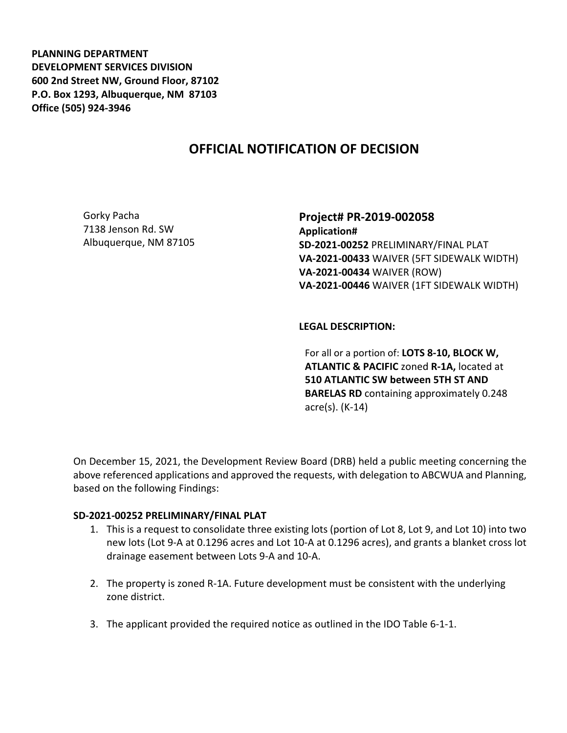**PLANNING DEPARTMENT**
**DEVELOPMENT SERVICES DIVISION**
**600 2nd Street NW, Ground Floor, 87102**
**P.O. Box 1293, Albuquerque, NM 87103**
**Office (505) 924-3946**

# OFFICIAL NOTIFICATION OF DECISION

Gorky Pacha
7138 Jenson Rd. SW
Albuquerque, NM 87105

## Project# PR-2019-002058

**Application#**
**SD-2021-00252** PRELIMINARY/FINAL PLAT
**VA-2021-00433** WAIVER (5FT SIDEWALK WIDTH)
**VA-2021-00434** WAIVER (ROW)
**VA-2021-00446** WAIVER (1FT SIDEWALK WIDTH)

**LEGAL DESCRIPTION:**

For all or a portion of: **LOTS 8-10, BLOCK W, ATLANTIC & PACIFIC** zoned **R-1A,** located at **510 ATLANTIC SW between 5TH ST AND BARELAS RD** containing approximately 0.248 acre(s). (K-14)

On December 15, 2021, the Development Review Board (DRB) held a public meeting concerning the above referenced applications and approved the requests, with delegation to ABCWUA and Planning, based on the following Findings:

**SD-2021-00252 PRELIMINARY/FINAL PLAT**

1. This is a request to consolidate three existing lots (portion of Lot 8, Lot 9, and Lot 10) into two new lots (Lot 9-A at 0.1296 acres and Lot 10-A at 0.1296 acres), and grants a blanket cross lot drainage easement between Lots 9-A and 10-A.
2. The property is zoned R-1A. Future development must be consistent with the underlying zone district.
3. The applicant provided the required notice as outlined in the IDO Table 6-1-1.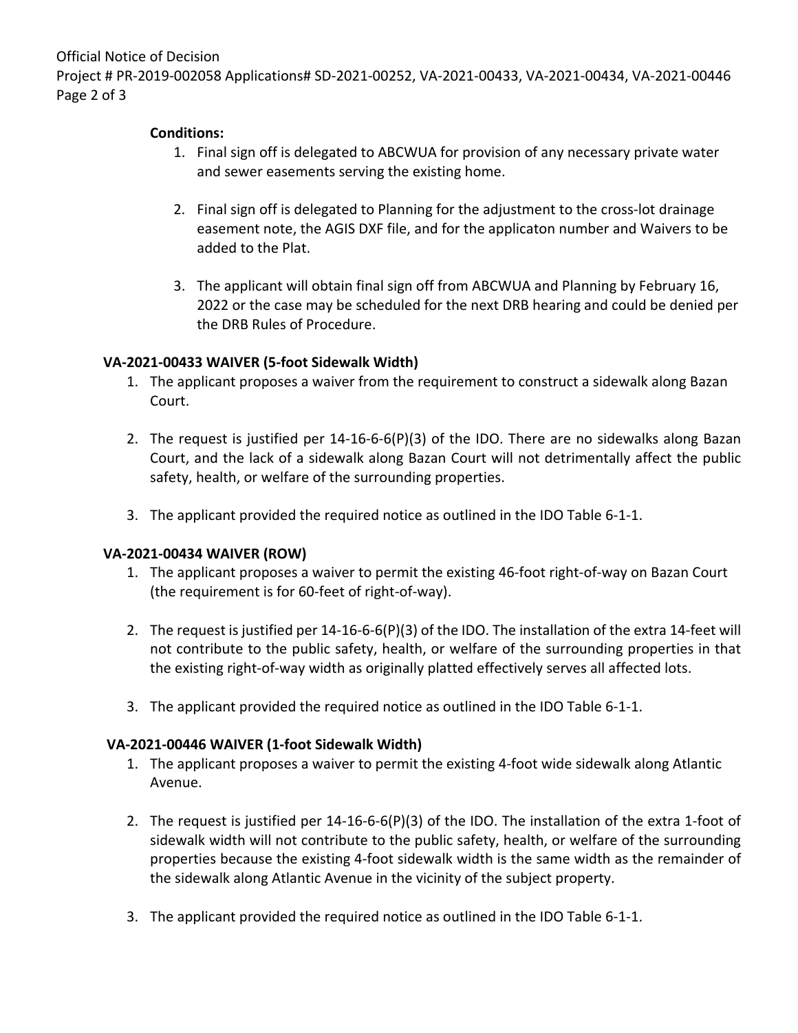**Conditions:**

1. Final sign off is delegated to ABCWUA for provision of any necessary private water and sewer easements serving the existing home.

2. Final sign off is delegated to Planning for the adjustment to the cross-lot drainage easement note, the AGIS DXF file, and for the applicaton number and Waivers to be added to the Plat.

3. The applicant will obtain final sign off from ABCWUA and Planning by February 16, 2022 or the case may be scheduled for the next DRB hearing and could be denied per the DRB Rules of Procedure.

**VA-2021-00433 WAIVER (5-foot Sidewalk Width)**

1. The applicant proposes a waiver from the requirement to construct a sidewalk along Bazan Court.

2. The request is justified per 14-16-6-6(P)(3) of the IDO. There are no sidewalks along Bazan Court, and the lack of a sidewalk along Bazan Court will not detrimentally affect the public safety, health, or welfare of the surrounding properties.

3. The applicant provided the required notice as outlined in the IDO Table 6-1-1.

**VA-2021-00434 WAIVER (ROW)**

1. The applicant proposes a waiver to permit the existing 46-foot right-of-way on Bazan Court (the requirement is for 60-feet of right-of-way).

2. The request is justified per 14-16-6-6(P)(3) of the IDO. The installation of the extra 14-feet will not contribute to the public safety, health, or welfare of the surrounding properties in that the existing right-of-way width as originally platted effectively serves all affected lots.

3. The applicant provided the required notice as outlined in the IDO Table 6-1-1.

**VA-2021-00446 WAIVER (1-foot Sidewalk Width)**

1. The applicant proposes a waiver to permit the existing 4-foot wide sidewalk along Atlantic Avenue.

2. The request is justified per 14-16-6-6(P)(3) of the IDO. The installation of the extra 1-foot of sidewalk width will not contribute to the public safety, health, or welfare of the surrounding properties because the existing 4-foot sidewalk width is the same width as the remainder of the sidewalk along Atlantic Avenue in the vicinity of the subject property.

3. The applicant provided the required notice as outlined in the IDO Table 6-1-1.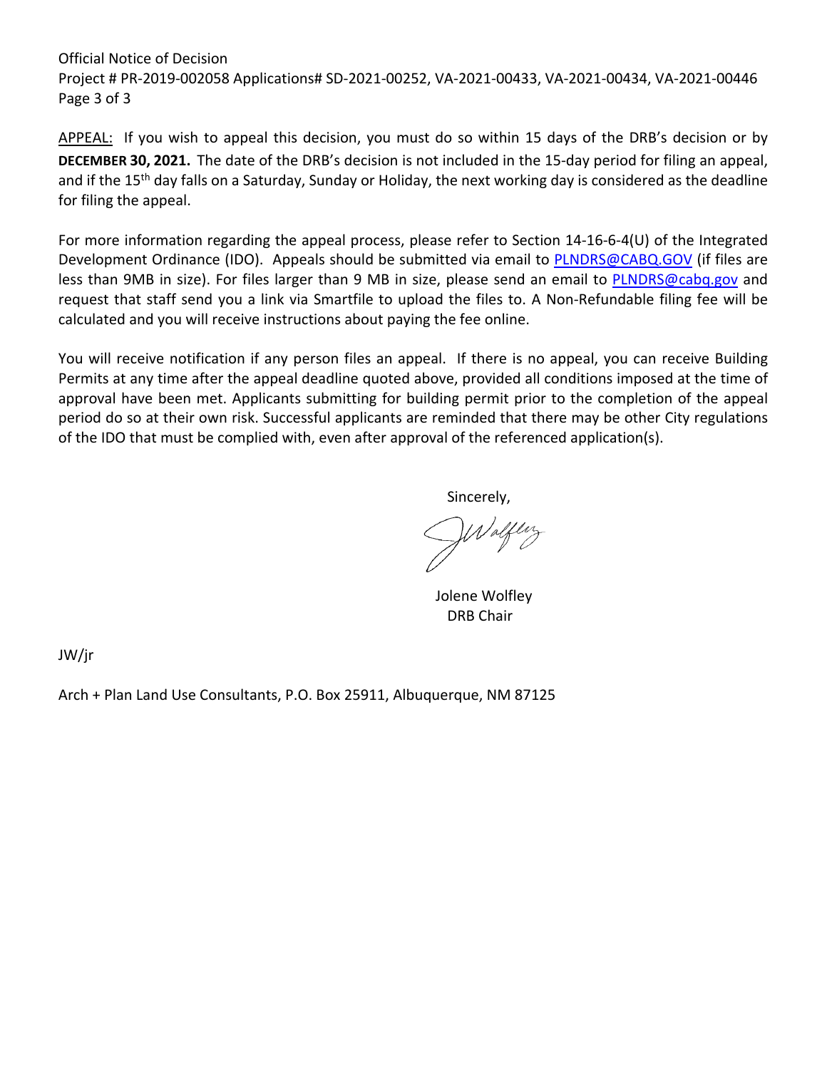APPEAL: If you wish to appeal this decision, you must do so within 15 days of the DRB's decision or by **DECEMBER 30, 2021.** The date of the DRB's decision is not included in the 15-day period for filing an appeal, and if the 15th day falls on a Saturday, Sunday or Holiday, the next working day is considered as the deadline for filing the appeal.

For more information regarding the appeal process, please refer to Section 14-16-6-4(U) of the Integrated Development Ordinance (IDO). Appeals should be submitted via email to PLNDRS@CABQ.GOV (if files are less than 9MB in size). For files larger than 9 MB in size, please send an email to PLNDRS@cabq.gov and request that staff send you a link via Smartfile to upload the files to. A Non-Refundable filing fee will be calculated and you will receive instructions about paying the fee online.

You will receive notification if any person files an appeal. If there is no appeal, you can receive Building Permits at any time after the appeal deadline quoted above, provided all conditions imposed at the time of approval have been met. Applicants submitting for building permit prior to the completion of the appeal period do so at their own risk. Successful applicants are reminded that there may be other City regulations of the IDO that must be complied with, even after approval of the referenced application(s).

Sincerely,

JWolfley

Jolene Wolfley
DRB Chair

JW/jr

Arch + Plan Land Use Consultants, P.O. Box 25911, Albuquerque, NM 87125